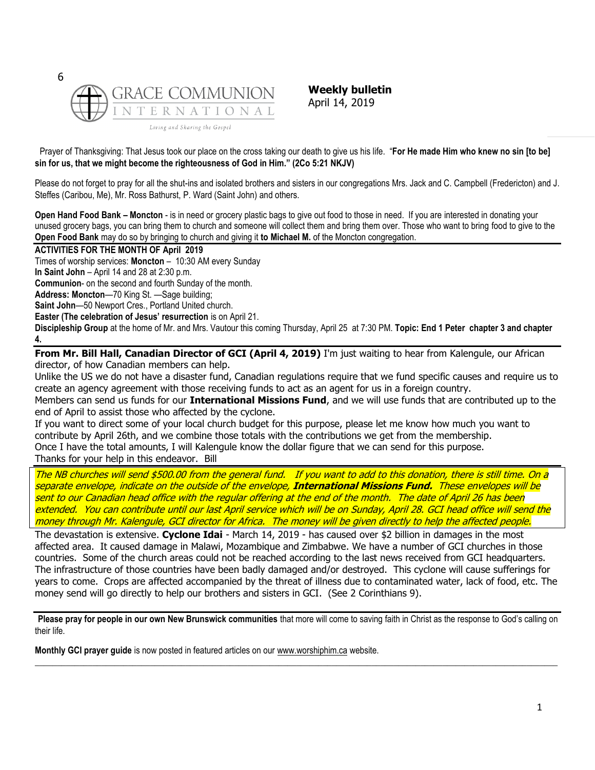GRACE COMMUNION INTERNATIONAL

Living and Sharing the Gospel

**Weekly bulletin**
April 14, 2019

Prayer of Thanksgiving: That Jesus took our place on the cross taking our death to give us his life. "**For He made Him who knew no sin [to be] sin for us, that we might become the righteousness of God in Him." (2Co 5:21 NKJV)**

Please do not forget to pray for all the shut-ins and isolated brothers and sisters in our congregations Mrs. Jack and C. Campbell (Fredericton) and J. Steffes (Caribou, Me), Mr. Ross Bathurst, P. Ward (Saint John) and others.

**Open Hand Food Bank – Moncton** - is in need or grocery plastic bags to give out food to those in need. If you are interested in donating your unused grocery bags, you can bring them to church and someone will collect them and bring them over. Those who want to bring food to give to the **Open Food Bank** may do so by bringing to church and giving it **to Michael M.** of the Moncton congregation.

**ACTIVITIES FOR THE MONTH OF April 2019**

Times of worship services: **Moncton** – 10:30 AM every Sunday

**In Saint John** – April 14 and 28 at 2:30 p.m.

**Communion**- on the second and fourth Sunday of the month.

**Address: Moncton**—70 King St. —Sage building;

**Saint John**—50 Newport Cres., Portland United church.

**Easter (The celebration of Jesus' resurrection** is on April 21.

**Discipleship Group** at the home of Mr. and Mrs. Vautour this coming Thursday, April 25 at 7:30 PM. **Topic: End 1 Peter chapter 3 and chapter 4.**

**From Mr. Bill Hall, Canadian Director of GCI (April 4, 2019)** I'm just waiting to hear from Kalengule, our African director, of how Canadian members can help.

Unlike the US we do not have a disaster fund, Canadian regulations require that we fund specific causes and require us to create an agency agreement with those receiving funds to act as an agent for us in a foreign country.

Members can send us funds for our **International Missions Fund**, and we will use funds that are contributed up to the end of April to assist those who affected by the cyclone.

If you want to direct some of your local church budget for this purpose, please let me know how much you want to contribute by April 26th, and we combine those totals with the contributions we get from the membership.

Once I have the total amounts, I will Kalengule know the dollar figure that we can send for this purpose.

Thanks for your help in this endeavor. Bill

*The NB churches will send $500.00 from the general fund. If you want to add to this donation, there is still time. On a separate envelope, indicate on the outside of the envelope, **International Missions Fund.** These envelopes will be sent to our Canadian head office with the regular offering at the end of the month. The date of April 26 has been extended. You can contribute until our last April service which will be on Sunday, April 28. GCI head office will send the money through Mr. Kalengule, GCI director for Africa. The money will be given directly to help the affected people.*

The devastation is extensive. **Cyclone Idai** - March 14, 2019 - has caused over $2 billion in damages in the most affected area. It caused damage in Malawi, Mozambique and Zimbabwe. We have a number of GCI churches in those countries. Some of the church areas could not be reached according to the last news received from GCI headquarters. The infrastructure of those countries have been badly damaged and/or destroyed. This cyclone will cause sufferings for years to come. Crops are affected accompanied by the threat of illness due to contaminated water, lack of food, etc. The money send will go directly to help our brothers and sisters in GCI. (See 2 Corinthians 9).

**Please pray for people in our own New Brunswick communities** that more will come to saving faith in Christ as the response to God's calling on their life.

**Monthly GCI prayer guide** is now posted in featured articles on our www.worshiphim.ca website.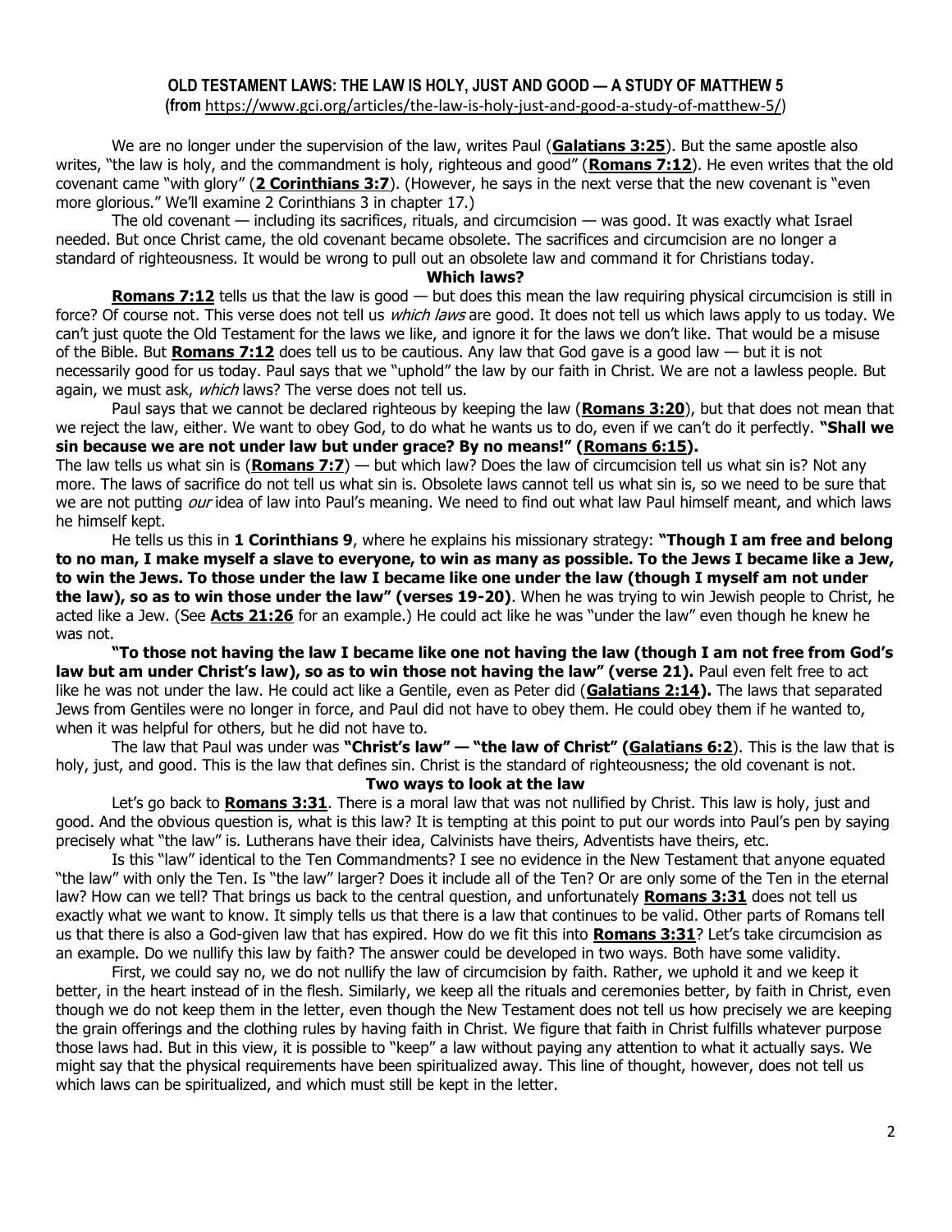## OLD TESTAMENT LAWS: THE LAW IS HOLY, JUST AND GOOD — A STUDY OF MATTHEW 5

**(from** https://www.gci.org/articles/the-law-is-holy-just-and-good-a-study-of-matthew-5/)

We are no longer under the supervision of the law, writes Paul (**Galatians 3:25**). But the same apostle also writes, "the law is holy, and the commandment is holy, righteous and good" (**Romans 7:12**). He even writes that the old covenant came "with glory" (**2 Corinthians 3:7**). (However, he says in the next verse that the new covenant is "even more glorious." We'll examine 2 Corinthians 3 in chapter 17.)

The old covenant — including its sacrifices, rituals, and circumcision — was good. It was exactly what Israel needed. But once Christ came, the old covenant became obsolete. The sacrifices and circumcision are no longer a standard of righteousness. It would be wrong to pull out an obsolete law and command it for Christians today.

### Which laws?

**Romans 7:12** tells us that the law is good — but does this mean the law requiring physical circumcision is still in force? Of course not. This verse does not tell us *which laws* are good. It does not tell us which laws apply to us today. We can't just quote the Old Testament for the laws we like, and ignore it for the laws we don't like. That would be a misuse of the Bible. But **Romans 7:12** does tell us to be cautious. Any law that God gave is a good law — but it is not necessarily good for us today. Paul says that we "uphold" the law by our faith in Christ. We are not a lawless people. But again, we must ask, *which* laws? The verse does not tell us.

Paul says that we cannot be declared righteous by keeping the law (**Romans 3:20**), but that does not mean that we reject the law, either. We want to obey God, to do what he wants us to do, even if we can't do it perfectly. **"Shall we sin because we are not under law but under grace? By no means!" (Romans 6:15).**

The law tells us what sin is (**Romans 7:7**) — but which law? Does the law of circumcision tell us what sin is? Not any more. The laws of sacrifice do not tell us what sin is. Obsolete laws cannot tell us what sin is, so we need to be sure that we are not putting *our* idea of law into Paul's meaning. We need to find out what law Paul himself meant, and which laws he himself kept.

He tells us this in **1 Corinthians 9**, where he explains his missionary strategy: **"Though I am free and belong to no man, I make myself a slave to everyone, to win as many as possible. To the Jews I became like a Jew, to win the Jews. To those under the law I became like one under the law (though I myself am not under the law), so as to win those under the law" (verses 19-20)**. When he was trying to win Jewish people to Christ, he acted like a Jew. (See **Acts 21:26** for an example.) He could act like he was "under the law" even though he knew he was not.

**"To those not having the law I became like one not having the law (though I am not free from God's law but am under Christ's law), so as to win those not having the law" (verse 21).** Paul even felt free to act like he was not under the law. He could act like a Gentile, even as Peter did (**Galatians 2:14**). The laws that separated Jews from Gentiles were no longer in force, and Paul did not have to obey them. He could obey them if he wanted to, when it was helpful for others, but he did not have to.

The law that Paul was under was **"Christ's law" — "the law of Christ" (Galatians 6:2**). This is the law that is holy, just, and good. This is the law that defines sin. Christ is the standard of righteousness; the old covenant is not.

### Two ways to look at the law

Let's go back to **Romans 3:31**. There is a moral law that was not nullified by Christ. This law is holy, just and good. And the obvious question is, what is this law? It is tempting at this point to put our words into Paul's pen by saying precisely what "the law" is. Lutherans have their idea, Calvinists have theirs, Adventists have theirs, etc.

Is this "law" identical to the Ten Commandments? I see no evidence in the New Testament that anyone equated "the law" with only the Ten. Is "the law" larger? Does it include all of the Ten? Or are only some of the Ten in the eternal law? How can we tell? That brings us back to the central question, and unfortunately **Romans 3:31** does not tell us exactly what we want to know. It simply tells us that there is a law that continues to be valid. Other parts of Romans tell us that there is also a God-given law that has expired. How do we fit this into **Romans 3:31**? Let's take circumcision as an example. Do we nullify this law by faith? The answer could be developed in two ways. Both have some validity.

First, we could say no, we do not nullify the law of circumcision by faith. Rather, we uphold it and we keep it better, in the heart instead of in the flesh. Similarly, we keep all the rituals and ceremonies better, by faith in Christ, even though we do not keep them in the letter, even though the New Testament does not tell us how precisely we are keeping the grain offerings and the clothing rules by having faith in Christ. We figure that faith in Christ fulfills whatever purpose those laws had. But in this view, it is possible to "keep" a law without paying any attention to what it actually says. We might say that the physical requirements have been spiritualized away. This line of thought, however, does not tell us which laws can be spiritualized, and which must still be kept in the letter.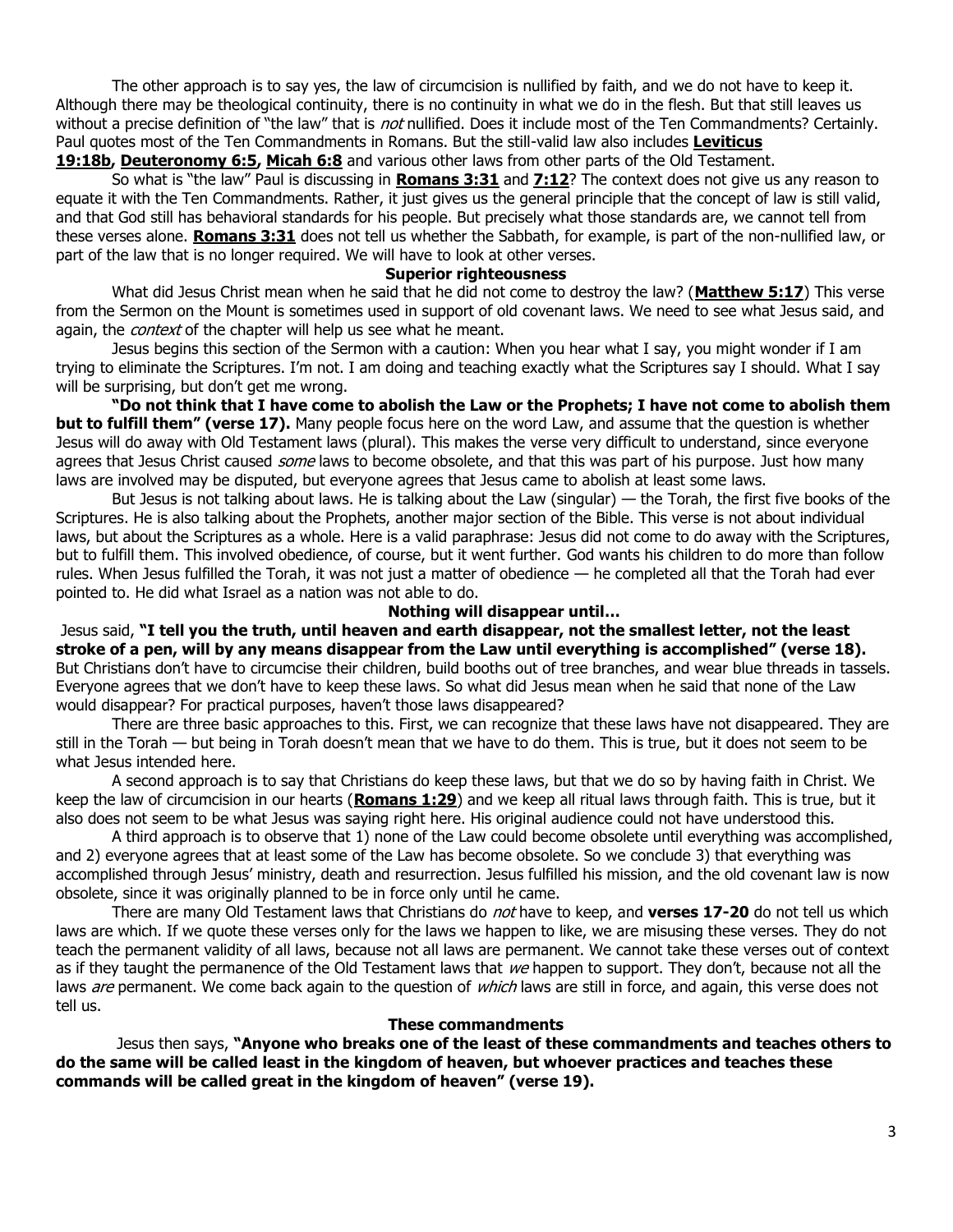The other approach is to say yes, the law of circumcision is nullified by faith, and we do not have to keep it. Although there may be theological continuity, there is no continuity in what we do in the flesh. But that still leaves us without a precise definition of "the law" that is *not* nullified. Does it include most of the Ten Commandments? Certainly. Paul quotes most of the Ten Commandments in Romans. But the still-valid law also includes **Leviticus 19:18b, Deuteronomy 6:5, Micah 6:8** and various other laws from other parts of the Old Testament.

So what is "the law" Paul is discussing in **Romans 3:31** and **7:12**? The context does not give us any reason to equate it with the Ten Commandments. Rather, it just gives us the general principle that the concept of law is still valid, and that God still has behavioral standards for his people. But precisely what those standards are, we cannot tell from these verses alone. **Romans 3:31** does not tell us whether the Sabbath, for example, is part of the non-nullified law, or part of the law that is no longer required. We will have to look at other verses.

### Superior righteousness

What did Jesus Christ mean when he said that he did not come to destroy the law? (**Matthew 5:17**) This verse from the Sermon on the Mount is sometimes used in support of old covenant laws. We need to see what Jesus said, and again, the *context* of the chapter will help us see what he meant.

Jesus begins this section of the Sermon with a caution: When you hear what I say, you might wonder if I am trying to eliminate the Scriptures. I'm not. I am doing and teaching exactly what the Scriptures say I should. What I say will be surprising, but don't get me wrong.

**"Do not think that I have come to abolish the Law or the Prophets; I have not come to abolish them but to fulfill them" (verse 17).** Many people focus here on the word Law, and assume that the question is whether Jesus will do away with Old Testament laws (plural). This makes the verse very difficult to understand, since everyone agrees that Jesus Christ caused *some* laws to become obsolete, and that this was part of his purpose. Just how many laws are involved may be disputed, but everyone agrees that Jesus came to abolish at least some laws.

But Jesus is not talking about laws. He is talking about the Law (singular) — the Torah, the first five books of the Scriptures. He is also talking about the Prophets, another major section of the Bible. This verse is not about individual laws, but about the Scriptures as a whole. Here is a valid paraphrase: Jesus did not come to do away with the Scriptures, but to fulfill them. This involved obedience, of course, but it went further. God wants his children to do more than follow rules. When Jesus fulfilled the Torah, it was not just a matter of obedience — he completed all that the Torah had ever pointed to. He did what Israel as a nation was not able to do.

### Nothing will disappear until…

Jesus said, **"I tell you the truth, until heaven and earth disappear, not the smallest letter, not the least stroke of a pen, will by any means disappear from the Law until everything is accomplished" (verse 18).** But Christians don't have to circumcise their children, build booths out of tree branches, and wear blue threads in tassels. Everyone agrees that we don't have to keep these laws. So what did Jesus mean when he said that none of the Law would disappear? For practical purposes, haven't those laws disappeared?

There are three basic approaches to this. First, we can recognize that these laws have not disappeared. They are still in the Torah — but being in Torah doesn't mean that we have to do them. This is true, but it does not seem to be what Jesus intended here.

A second approach is to say that Christians do keep these laws, but that we do so by having faith in Christ. We keep the law of circumcision in our hearts (**Romans 1:29**) and we keep all ritual laws through faith. This is true, but it also does not seem to be what Jesus was saying right here. His original audience could not have understood this.

A third approach is to observe that 1) none of the Law could become obsolete until everything was accomplished, and 2) everyone agrees that at least some of the Law has become obsolete. So we conclude 3) that everything was accomplished through Jesus' ministry, death and resurrection. Jesus fulfilled his mission, and the old covenant law is now obsolete, since it was originally planned to be in force only until he came.

There are many Old Testament laws that Christians do *not* have to keep, and **verses 17-20** do not tell us which laws are which. If we quote these verses only for the laws we happen to like, we are misusing these verses. They do not teach the permanent validity of all laws, because not all laws are permanent. We cannot take these verses out of context as if they taught the permanence of the Old Testament laws that *we* happen to support. They don't, because not all the laws *are* permanent. We come back again to the question of *which* laws are still in force, and again, this verse does not tell us.

### These commandments

Jesus then says, **"Anyone who breaks one of the least of these commandments and teaches others to do the same will be called least in the kingdom of heaven, but whoever practices and teaches these commands will be called great in the kingdom of heaven" (verse 19).**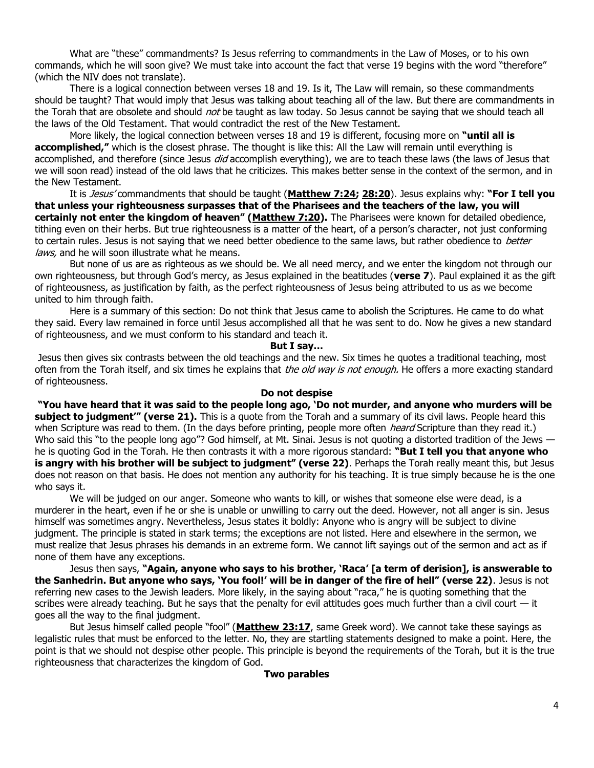What are "these" commandments? Is Jesus referring to commandments in the Law of Moses, or to his own commands, which he will soon give? We must take into account the fact that verse 19 begins with the word "therefore" (which the NIV does not translate).

There is a logical connection between verses 18 and 19. Is it, The Law will remain, so these commandments should be taught? That would imply that Jesus was talking about teaching all of the law. But there are commandments in the Torah that are obsolete and should *not* be taught as law today. So Jesus cannot be saying that we should teach all the laws of the Old Testament. That would contradict the rest of the New Testament.

More likely, the logical connection between verses 18 and 19 is different, focusing more on **"until all is accomplished,"** which is the closest phrase. The thought is like this: All the Law will remain until everything is accomplished, and therefore (since Jesus *did* accomplish everything), we are to teach these laws (the laws of Jesus that we will soon read) instead of the old laws that he criticizes. This makes better sense in the context of the sermon, and in the New Testament.

It is *Jesus'* commandments that should be taught (**Matthew 7:24; 28:20**). Jesus explains why: **"For I tell you that unless your righteousness surpasses that of the Pharisees and the teachers of the law, you will certainly not enter the kingdom of heaven" (Matthew 7:20).** The Pharisees were known for detailed obedience, tithing even on their herbs. But true righteousness is a matter of the heart, of a person's character, not just conforming to certain rules. Jesus is not saying that we need better obedience to the same laws, but rather obedience to *better laws,* and he will soon illustrate what he means.

But none of us are as righteous as we should be. We all need mercy, and we enter the kingdom not through our own righteousness, but through God's mercy, as Jesus explained in the beatitudes (**verse 7**). Paul explained it as the gift of righteousness, as justification by faith, as the perfect righteousness of Jesus being attributed to us as we become united to him through faith.

Here is a summary of this section: Do not think that Jesus came to abolish the Scriptures. He came to do what they said. Every law remained in force until Jesus accomplished all that he was sent to do. Now he gives a new standard of righteousness, and we must conform to his standard and teach it.

### But I say...

Jesus then gives six contrasts between the old teachings and the new. Six times he quotes a traditional teaching, most often from the Torah itself, and six times he explains that *the old way is not enough.* He offers a more exacting standard of righteousness.

### Do not despise

**"You have heard that it was said to the people long ago, 'Do not murder, and anyone who murders will be subject to judgment'" (verse 21).** This is a quote from the Torah and a summary of its civil laws. People heard this when Scripture was read to them. (In the days before printing, people more often *heard* Scripture than they read it.) Who said this "to the people long ago"? God himself, at Mt. Sinai. Jesus is not quoting a distorted tradition of the Jews — he is quoting God in the Torah. He then contrasts it with a more rigorous standard: **"But I tell you that anyone who is angry with his brother will be subject to judgment" (verse 22)**. Perhaps the Torah really meant this, but Jesus does not reason on that basis. He does not mention any authority for his teaching. It is true simply because he is the one who says it.

We will be judged on our anger. Someone who wants to kill, or wishes that someone else were dead, is a murderer in the heart, even if he or she is unable or unwilling to carry out the deed. However, not all anger is sin. Jesus himself was sometimes angry. Nevertheless, Jesus states it boldly: Anyone who is angry will be subject to divine judgment. The principle is stated in stark terms; the exceptions are not listed. Here and elsewhere in the sermon, we must realize that Jesus phrases his demands in an extreme form. We cannot lift sayings out of the sermon and act as if none of them have any exceptions.

Jesus then says, **"Again, anyone who says to his brother, 'Raca' [a term of derision], is answerable to the Sanhedrin. But anyone who says, 'You fool!' will be in danger of the fire of hell" (verse 22)**. Jesus is not referring new cases to the Jewish leaders. More likely, in the saying about "raca," he is quoting something that the scribes were already teaching. But he says that the penalty for evil attitudes goes much further than a civil court — it goes all the way to the final judgment.

But Jesus himself called people "fool" (**Matthew 23:17**, same Greek word). We cannot take these sayings as legalistic rules that must be enforced to the letter. No, they are startling statements designed to make a point. Here, the point is that we should not despise other people. This principle is beyond the requirements of the Torah, but it is the true righteousness that characterizes the kingdom of God.

### Two parables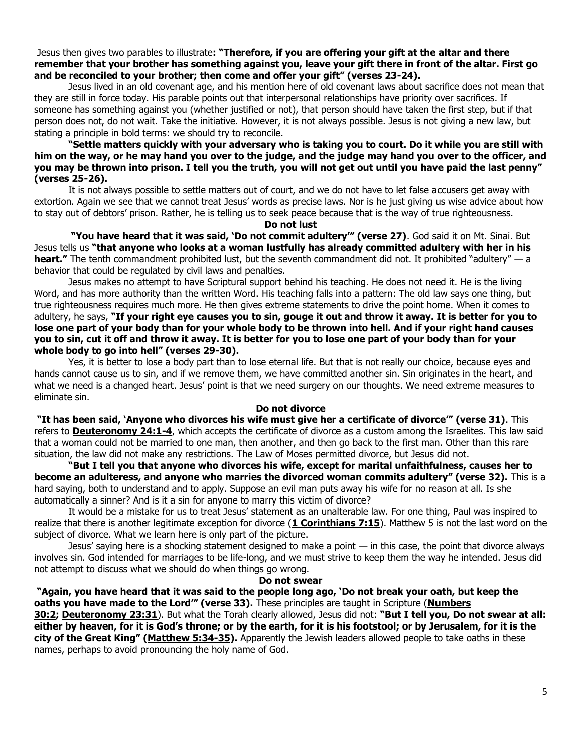Jesus then gives two parables to illustrate**: "Therefore, if you are offering your gift at the altar and there remember that your brother has something against you, leave your gift there in front of the altar. First go and be reconciled to your brother; then come and offer your gift" (verses 23-24).**

Jesus lived in an old covenant age, and his mention here of old covenant laws about sacrifice does not mean that they are still in force today. His parable points out that interpersonal relationships have priority over sacrifices. If someone has something against you (whether justified or not), that person should have taken the first step, but if that person does not, do not wait. Take the initiative. However, it is not always possible. Jesus is not giving a new law, but stating a principle in bold terms: we should try to reconcile.

**"Settle matters quickly with your adversary who is taking you to court. Do it while you are still with him on the way, or he may hand you over to the judge, and the judge may hand you over to the officer, and you may be thrown into prison. I tell you the truth, you will not get out until you have paid the last penny" (verses 25-26).**

It is not always possible to settle matters out of court, and we do not have to let false accusers get away with extortion. Again we see that we cannot treat Jesus' words as precise laws. Nor is he just giving us wise advice about how to stay out of debtors' prison. Rather, he is telling us to seek peace because that is the way of true righteousness.

**Do not lust**

**"You have heard that it was said, 'Do not commit adultery'" (verse 27)**. God said it on Mt. Sinai. But Jesus tells us **"that anyone who looks at a woman lustfully has already committed adultery with her in his heart."** The tenth commandment prohibited lust, but the seventh commandment did not. It prohibited "adultery" — a behavior that could be regulated by civil laws and penalties.

Jesus makes no attempt to have Scriptural support behind his teaching. He does not need it. He is the living Word, and has more authority than the written Word. His teaching falls into a pattern: The old law says one thing, but true righteousness requires much more. He then gives extreme statements to drive the point home. When it comes to adultery, he says, **"If your right eye causes you to sin, gouge it out and throw it away. It is better for you to lose one part of your body than for your whole body to be thrown into hell. And if your right hand causes you to sin, cut it off and throw it away. It is better for you to lose one part of your body than for your whole body to go into hell" (verses 29-30).**

Yes, it is better to lose a body part than to lose eternal life. But that is not really our choice, because eyes and hands cannot cause us to sin, and if we remove them, we have committed another sin. Sin originates in the heart, and what we need is a changed heart. Jesus' point is that we need surgery on our thoughts. We need extreme measures to eliminate sin.

**Do not divorce**

**"It has been said, 'Anyone who divorces his wife must give her a certificate of divorce'" (verse 31)**. This refers to **Deuteronomy 24:1-4**, which accepts the certificate of divorce as a custom among the Israelites. This law said that a woman could not be married to one man, then another, and then go back to the first man. Other than this rare situation, the law did not make any restrictions. The Law of Moses permitted divorce, but Jesus did not.

**"But I tell you that anyone who divorces his wife, except for marital unfaithfulness, causes her to become an adulteress, and anyone who marries the divorced woman commits adultery" (verse 32).** This is a hard saying, both to understand and to apply. Suppose an evil man puts away his wife for no reason at all. Is she automatically a sinner? And is it a sin for anyone to marry this victim of divorce?

It would be a mistake for us to treat Jesus' statement as an unalterable law. For one thing, Paul was inspired to realize that there is another legitimate exception for divorce (**1 Corinthians 7:15**). Matthew 5 is not the last word on the subject of divorce. What we learn here is only part of the picture.

Jesus' saying here is a shocking statement designed to make a point — in this case, the point that divorce always involves sin. God intended for marriages to be life-long, and we must strive to keep them the way he intended. Jesus did not attempt to discuss what we should do when things go wrong.

**Do not swear**

**"Again, you have heard that it was said to the people long ago, 'Do not break your oath, but keep the oaths you have made to the Lord'" (verse 33).** These principles are taught in Scripture (**Numbers 30:2; Deuteronomy 23:31**). But what the Torah clearly allowed, Jesus did not: **"But I tell you, Do not swear at all: either by heaven, for it is God's throne; or by the earth, for it is his footstool; or by Jerusalem, for it is the city of the Great King" (Matthew 5:34-35).** Apparently the Jewish leaders allowed people to take oaths in these names, perhaps to avoid pronouncing the holy name of God.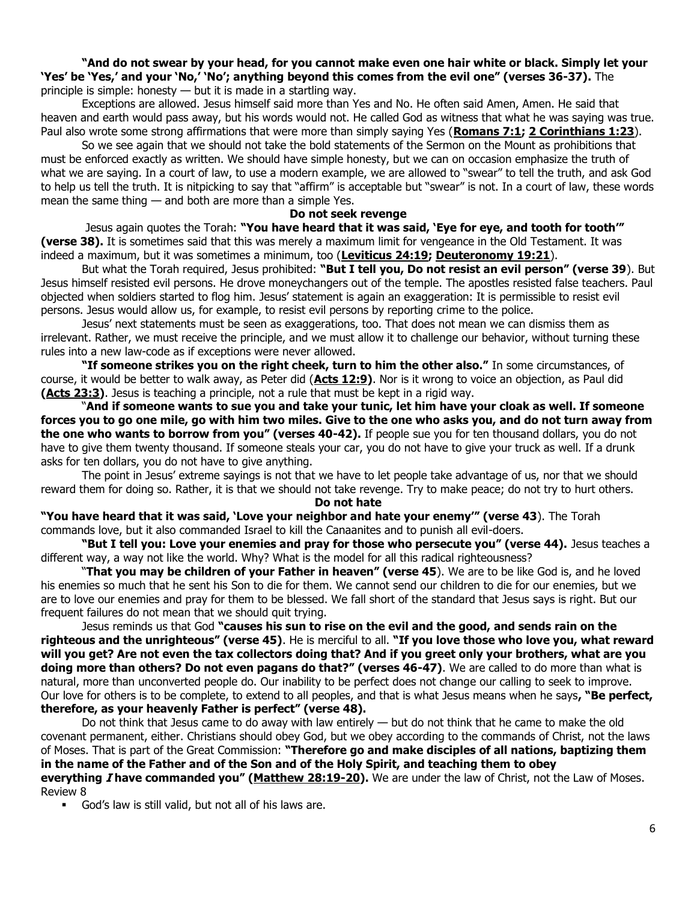**"And do not swear by your head, for you cannot make even one hair white or black. Simply let your 'Yes' be 'Yes,' and your 'No,' 'No'; anything beyond this comes from the evil one" (verses 36-37).** The principle is simple: honesty — but it is made in a startling way.

Exceptions are allowed. Jesus himself said more than Yes and No. He often said Amen, Amen. He said that heaven and earth would pass away, but his words would not. He called God as witness that what he was saying was true. Paul also wrote some strong affirmations that were more than simply saying Yes (**Romans 7:1; 2 Corinthians 1:23**).

So we see again that we should not take the bold statements of the Sermon on the Mount as prohibitions that must be enforced exactly as written. We should have simple honesty, but we can on occasion emphasize the truth of what we are saying. In a court of law, to use a modern example, we are allowed to "swear" to tell the truth, and ask God to help us tell the truth. It is nitpicking to say that "affirm" is acceptable but "swear" is not. In a court of law, these words mean the same thing — and both are more than a simple Yes.

**Do not seek revenge**

Jesus again quotes the Torah: **"You have heard that it was said, 'Eye for eye, and tooth for tooth'" (verse 38).** It is sometimes said that this was merely a maximum limit for vengeance in the Old Testament. It was indeed a maximum, but it was sometimes a minimum, too (**Leviticus 24:19; Deuteronomy 19:21**).

But what the Torah required, Jesus prohibited: **"But I tell you, Do not resist an evil person" (verse 39**). But Jesus himself resisted evil persons. He drove moneychangers out of the temple. The apostles resisted false teachers. Paul objected when soldiers started to flog him. Jesus' statement is again an exaggeration: It is permissible to resist evil persons. Jesus would allow us, for example, to resist evil persons by reporting crime to the police.

Jesus' next statements must be seen as exaggerations, too. That does not mean we can dismiss them as irrelevant. Rather, we must receive the principle, and we must allow it to challenge our behavior, without turning these rules into a new law-code as if exceptions were never allowed.

**"If someone strikes you on the right cheek, turn to him the other also."** In some circumstances, of course, it would be better to walk away, as Peter did (**Acts 12:9)**. Nor is it wrong to voice an objection, as Paul did **(Acts 23:3)**. Jesus is teaching a principle, not a rule that must be kept in a rigid way.

"**And if someone wants to sue you and take your tunic, let him have your cloak as well. If someone forces you to go one mile, go with him two miles. Give to the one who asks you, and do not turn away from the one who wants to borrow from you" (verses 40-42).** If people sue you for ten thousand dollars, you do not have to give them twenty thousand. If someone steals your car, you do not have to give your truck as well. If a drunk asks for ten dollars, you do not have to give anything.

The point in Jesus' extreme sayings is not that we have to let people take advantage of us, nor that we should reward them for doing so. Rather, it is that we should not take revenge. Try to make peace; do not try to hurt others.

**Do not hate**

**"You have heard that it was said, 'Love your neighbor and hate your enemy'" (verse 43**). The Torah commands love, but it also commanded Israel to kill the Canaanites and to punish all evil-doers.

**"But I tell you: Love your enemies and pray for those who persecute you" (verse 44).** Jesus teaches a different way, a way not like the world. Why? What is the model for all this radical righteousness?

"**That you may be children of your Father in heaven" (verse 45**). We are to be like God is, and he loved his enemies so much that he sent his Son to die for them. We cannot send our children to die for our enemies, but we are to love our enemies and pray for them to be blessed. We fall short of the standard that Jesus says is right. But our frequent failures do not mean that we should quit trying.

Jesus reminds us that God **"causes his sun to rise on the evil and the good, and sends rain on the righteous and the unrighteous" (verse 45)**. He is merciful to all. **"If you love those who love you, what reward will you get? Are not even the tax collectors doing that? And if you greet only your brothers, what are you doing more than others? Do not even pagans do that?" (verses 46-47)**. We are called to do more than what is natural, more than unconverted people do. Our inability to be perfect does not change our calling to seek to improve. Our love for others is to be complete, to extend to all peoples, and that is what Jesus means when he says**, "Be perfect, therefore, as your heavenly Father is perfect" (verse 48).**

Do not think that Jesus came to do away with law entirely — but do not think that he came to make the old covenant permanent, either. Christians should obey God, but we obey according to the commands of Christ, not the laws of Moses. That is part of the Great Commission: **"Therefore go and make disciples of all nations, baptizing them in the name of the Father and of the Son and of the Holy Spirit, and teaching them to obey everything *I* have commanded you" (Matthew 28:19-20).** We are under the law of Christ, not the Law of Moses.

Review 8

- God's law is still valid, but not all of his laws are.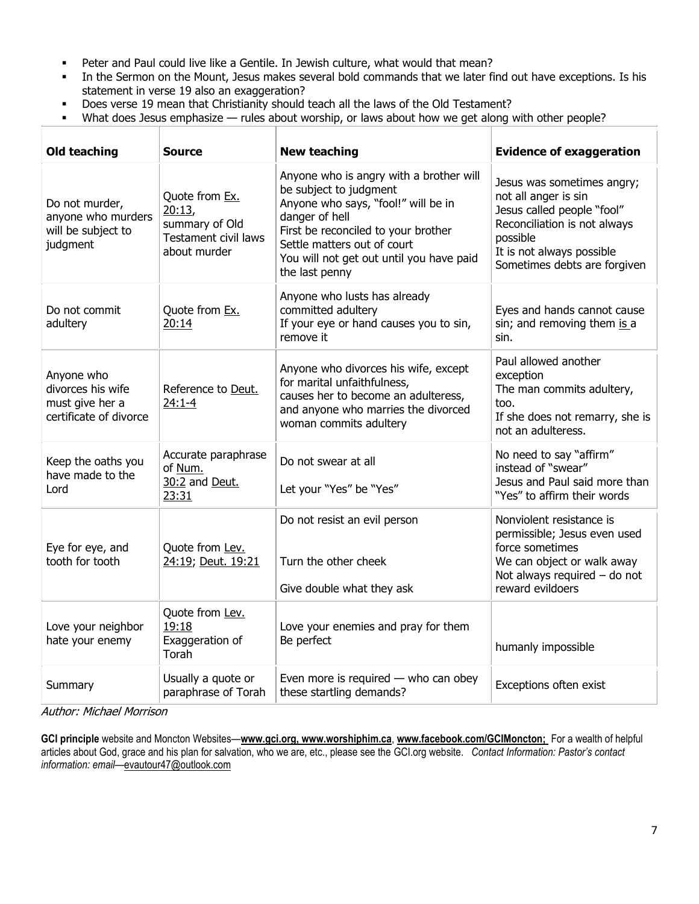- Peter and Paul could live like a Gentile. In Jewish culture, what would that mean?
- In the Sermon on the Mount, Jesus makes several bold commands that we later find out have exceptions. Is his statement in verse 19 also an exaggeration?
- Does verse 19 mean that Christianity should teach all the laws of the Old Testament?
- What does Jesus emphasize — rules about worship, or laws about how we get along with other people?

| **Old teaching** | **Source** | **New teaching** | **Evidence of exaggeration** |
|---|---|---|---|
| Do not murder, anyone who murders will be subject to judgment | Quote from Ex. 20:13, summary of Old Testament civil laws about murder | Anyone who is angry with a brother will be subject to judgment<br>Anyone who says, "fool!" will be in danger of hell<br>First be reconciled to your brother<br>Settle matters out of court<br>You will not get out until you have paid the last penny | Jesus was sometimes angry; not all anger is sin<br>Jesus called people "fool"<br>Reconciliation is not always possible<br>It is not always possible<br>Sometimes debts are forgiven |
| Do not commit adultery | Quote from Ex. 20:14 | Anyone who lusts has already committed adultery<br>If your eye or hand causes you to sin, remove it | Eyes and hands cannot cause sin; and removing them is a sin. |
| Anyone who divorces his wife must give her a certificate of divorce | Reference to Deut. 24:1-4 | Anyone who divorces his wife, except for marital unfaithfulness, causes her to become an adulteress, and anyone who marries the divorced woman commits adultery | Paul allowed another exception<br>The man commits adultery, too.<br>If she does not remarry, she is not an adulteress. |
| Keep the oaths you have made to the Lord | Accurate paraphrase of Num. 30:2 and Deut. 23:31 | Do not swear at all<br>Let your "Yes" be "Yes" | No need to say "affirm" instead of "swear"<br>Jesus and Paul said more than "Yes" to affirm their words |
| Eye for eye, and tooth for tooth | Quote from Lev. 24:19; Deut. 19:21 | Do not resist an evil person<br>Turn the other cheek<br>Give double what they ask | Nonviolent resistance is permissible; Jesus even used force sometimes<br>We can object or walk away<br>Not always required – do not reward evildoers |
| Love your neighbor hate your enemy | Quote from Lev. 19:18<br>Exaggeration of Torah | Love your enemies and pray for them<br>Be perfect | humanly impossible |
| Summary | Usually a quote or paraphrase of Torah | Even more is required — who can obey these startling demands? | Exceptions often exist |

*Author: Michael Morrison*

**GCI principle** website and Moncton Websites—**www.gci.org, www.worshiphim.ca**, **www.facebook.com/GCIMoncton;** For a wealth of helpful articles about God, grace and his plan for salvation, who we are, etc., please see the GCI.org website. *Contact Information: Pastor's contact information: email—evautour47@outlook.com*